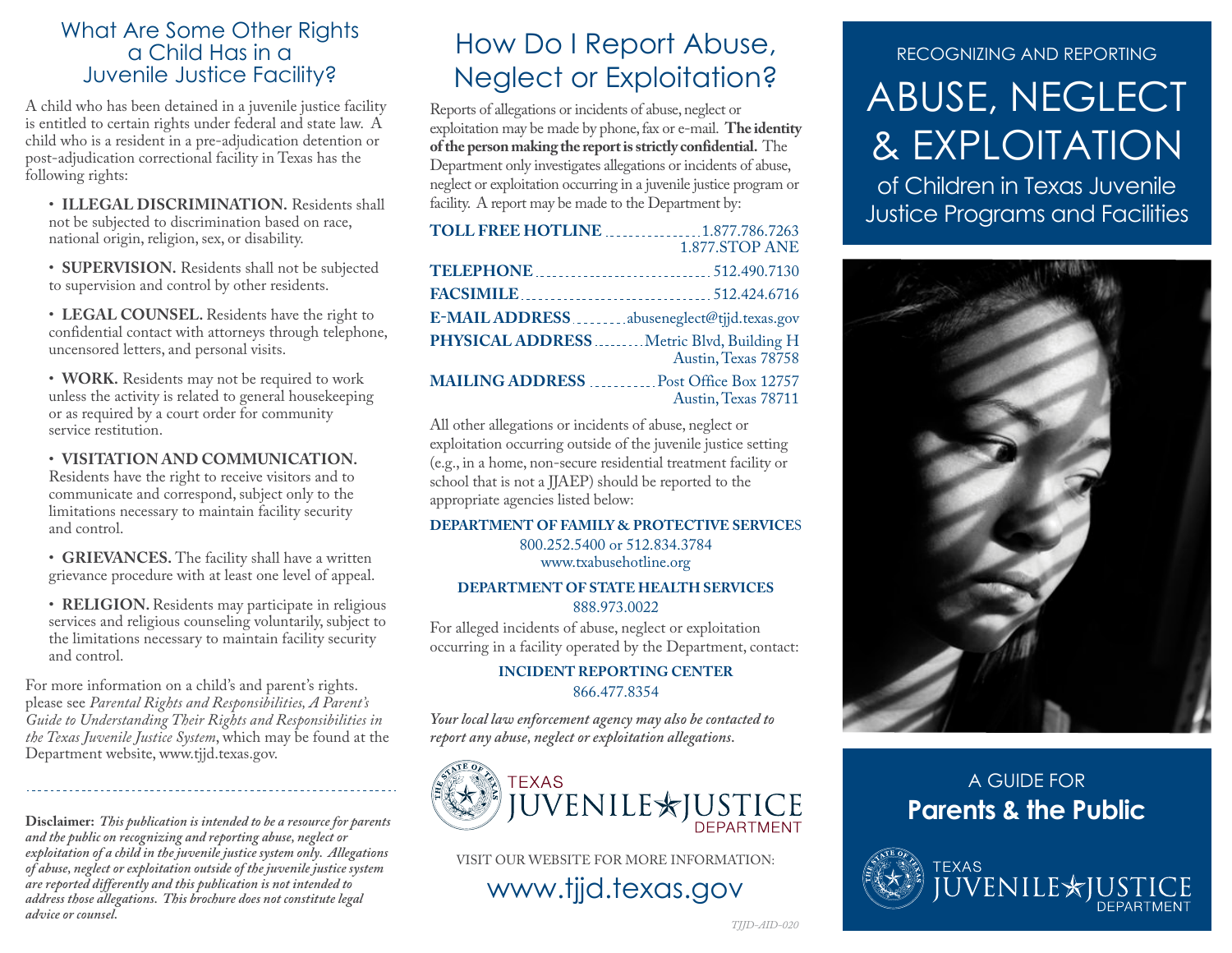## What Are Some Other Rights a Child Has in a Juvenile Justice Facility?

A child who has been detained in a juvenile justice facility is entitled to certain rights under federal and state law. A child who is a resident in a pre-adjudication detention or post-adjudication correctional facility in Texas has the following rights:

- **ILLEGAL DISCRIMINATION.** Residents shall not be subjected to discrimination based on race, national origin, religion, sex, or disability.
- **SUPERVISION.** Residents shall not be subjected to supervision and control by other residents.
- **LEGAL COUNSEL.** Residents have the right to confidential contact with attorneys through telephone, uncensored letters, and personal visits.
- **WORK.** Residents may not be required to work unless the activity is related to general housekeeping or as required by a court order for community service restitution.
- **VISITATION AND COMMUNICATION.** Residents have the right to receive visitors and to communicate and correspond, subject only to the limitations necessary to maintain facility security and control.
- **GRIEVANCES.** The facility shall have a written grievance procedure with at least one level of appeal.
- **RELIGION.** Residents may participate in religious services and religious counseling voluntarily, subject to the limitations necessary to maintain facility security and control.

For more information on a child's and parent's rights. please see *Parental Rights and Responsibilities, A Parent's Guide to Understanding Their Rights and Responsibilities in the Texas Juvenile Justice System*, which may be found at the Department website, www.tjjd.texas.gov.

**Disclaimer:** *This publication is intended to be a resource for parents and the public on recognizing and reporting abuse, neglect or exploitation of a child in the juvenile justice system only. Allegations of abuse, neglect or exploitation outside of the juvenile justice system are reported differently and this publication is not intended to address those allegations. This brochure does not constitute legal advice or counsel.*

## How Do I Report Abuse, Neglect or Exploitation?

Reports of allegations or incidents of abuse, neglect or exploitation may be made by phone, fax or e-mail. **The identity of the person making the report is strictly confidential.** The Department only investigates allegations or incidents of abuse, neglect or exploitation occurring in a juvenile justice program or facility. A report may be made to the Department by:

**TOLL FREE HOTLINE** ........ 1.877.786.7263 / 1.877.STOP ANE

**TELEPHONE** ........ 512.490.7130

**FACSIMILE** ........ 512.424.6716

**E-MAIL ADDRESS** ........ abuseneglect@tjjd.texas.gov

**PHYSICAL ADDRESS** ........ Metric Blvd, Building H, Austin, Texas 78758

**MAILING ADDRESS** ........ Post Office Box 12757, Austin, Texas 78711

All other allegations or incidents of abuse, neglect or exploitation occurring outside of the juvenile justice setting (e.g., in a home, non-secure residential treatment facility or school that is not a JJAEP) should be reported to the appropriate agencies listed below:

**DEPARTMENT OF FAMILY & PROTECTIVE SERVICES**
800.252.5400 or 512.834.3784
www.txabusehotline.org

**DEPARTMENT OF STATE HEALTH SERVICES**
888.973.0022

For alleged incidents of abuse, neglect or exploitation occurring in a facility operated by the Department, contact:

**INCIDENT REPORTING CENTER**
866.477.8354

***Your local law enforcement agency may also be contacted to report any abuse, neglect or exploitation allegations.***

TEXAS JUVENILE JUSTICE DEPARTMENT

VISIT OUR WEBSITE FOR MORE INFORMATION:
www.tjjd.texas.gov

TJJD-AID-020

RECOGNIZING AND REPORTING

# ABUSE, NEGLECT & EXPLOITATION

of Children in Texas Juvenile Justice Programs and Facilities

A GUIDE FOR
**Parents & the Public**

TEXAS JUVENILE JUSTICE DEPARTMENT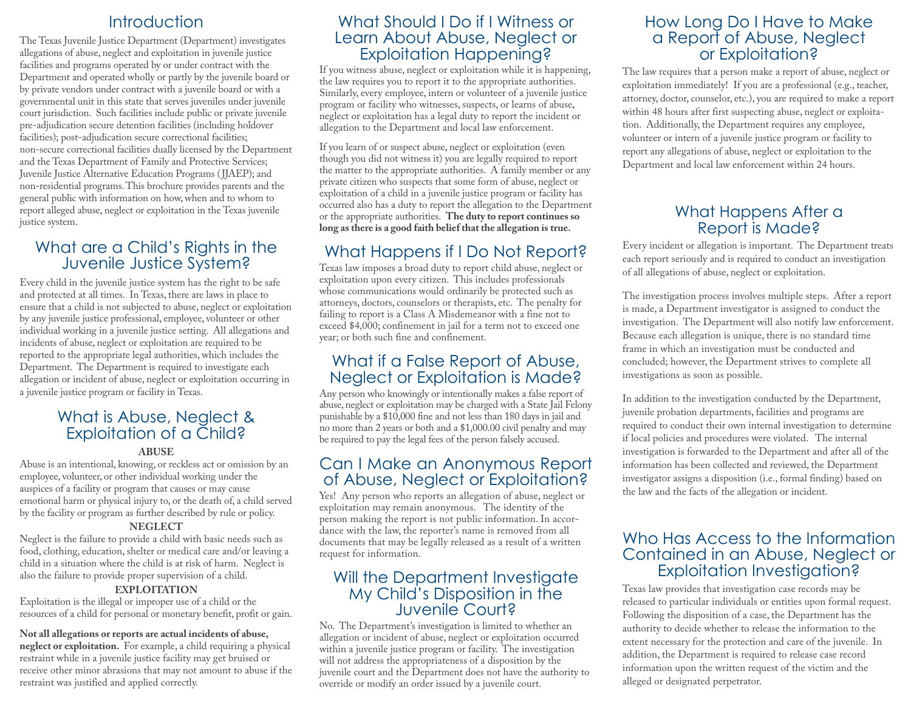# Introduction

The Texas Juvenile Justice Department (Department) investigates allegations of abuse, neglect and exploitation in juvenile justice facilities and programs operated by or under contract with the Department and operated wholly or partly by the juvenile board or by private vendors under contract with a juvenile board or with a governmental unit in this state that serves juveniles under juvenile court jurisdiction. Such facilities include public or private juvenile pre-adjudication secure detention facilities (including holdover facilities); post-adjudication secure correctional facilities; non-secure correctional facilities dually licensed by the Department and the Texas Department of Family and Protective Services; Juvenile Justice Alternative Education Programs (JJAEP); and non-residential programs. This brochure provides parents and the general public with information on how, when and to whom to report alleged abuse, neglect or exploitation in the Texas juvenile justice system.

# What are a Child's Rights in the Juvenile Justice System?

Every child in the juvenile justice system has the right to be safe and protected at all times. In Texas, there are laws in place to ensure that a child is not subjected to abuse, neglect or exploitation by any juvenile justice professional, employee, volunteer or other individual working in a juvenile justice setting. All allegations and incidents of abuse, neglect or exploitation are required to be reported to the appropriate legal authorities, which includes the Department. The Department is required to investigate each allegation or incident of abuse, neglect or exploitation occurring in a juvenile justice program or facility in Texas.

# What is Abuse, Neglect & Exploitation of a Child?

**ABUSE**

Abuse is an intentional, knowing, or reckless act or omission by an employee, volunteer, or other individual working under the auspices of a facility or program that causes or may cause emotional harm or physical injury to, or the death of, a child served by the facility or program as further described by rule or policy.

**NEGLECT**

Neglect is the failure to provide a child with basic needs such as food, clothing, education, shelter or medical care and/or leaving a child in a situation where the child is at risk of harm. Neglect is also the failure to provide proper supervision of a child.

**EXPLOITATION**

Exploitation is the illegal or improper use of a child or the resources of a child for personal or monetary benefit, profit or gain.

**Not all allegations or reports are actual incidents of abuse, neglect or exploitation.** For example, a child requiring a physical restraint while in a juvenile justice facility may get bruised or receive other minor abrasions that may not amount to abuse if the restraint was justified and applied correctly.

# What Should I Do if I Witness or Learn About Abuse, Neglect or Exploitation Happening?

If you witness abuse, neglect or exploitation while it is happening, the law requires you to report it to the appropriate authorities. Similarly, every employee, intern or volunteer of a juvenile justice program or facility who witnesses, suspects, or learns of abuse, neglect or exploitation has a legal duty to report the incident or allegation to the Department and local law enforcement.

If you learn of or suspect abuse, neglect or exploitation (even though you did not witness it) you are legally required to report the matter to the appropriate authorities. A family member or any private citizen who suspects that some form of abuse, neglect or exploitation of a child in a juvenile justice program or facility has occurred also has a duty to report the allegation to the Department or the appropriate authorities. **The duty to report continues so long as there is a good faith belief that the allegation is true.**

# What Happens if I Do Not Report?

Texas law imposes a broad duty to report child abuse, neglect or exploitation upon every citizen. This includes professionals whose communications would ordinarily be protected such as attorneys, doctors, counselors or therapists, etc. The penalty for failing to report is a Class A Misdemeanor with a fine not to exceed $4,000; confinement in jail for a term not to exceed one year; or both such fine and confinement.

# What if a False Report of Abuse, Neglect or Exploitation is Made?

Any person who knowingly or intentionally makes a false report of abuse, neglect or exploitation may be charged with a State Jail Felony punishable by a $10,000 fine and not less than 180 days in jail and no more than 2 years or both and a $1,000.00 civil penalty and may be required to pay the legal fees of the person falsely accused.

# Can I Make an Anonymous Report of Abuse, Neglect or Exploitation?

Yes! Any person who reports an allegation of abuse, neglect or exploitation may remain anonymous. The identity of the person making the report is not public information. In accordance with the law, the reporter's name is removed from all documents that may be legally released as a result of a written request for information.

# Will the Department Investigate My Child's Disposition in the Juvenile Court?

No. The Department's investigation is limited to whether an allegation or incident of abuse, neglect or exploitation occurred within a juvenile justice program or facility. The investigation will not address the appropriateness of a disposition by the juvenile court and the Department does not have the authority to override or modify an order issued by a juvenile court.

# How Long Do I Have to Make a Report of Abuse, Neglect or Exploitation?

The law requires that a person make a report of abuse, neglect or exploitation immediately! If you are a professional (e.g., teacher, attorney, doctor, counselor, etc.), you are required to make a report within 48 hours after first suspecting abuse, neglect or exploitation. Additionally, the Department requires any employee, volunteer or intern of a juvenile justice program or facility to report any allegations of abuse, neglect or exploitation to the Department and local law enforcement within 24 hours.

# What Happens After a Report is Made?

Every incident or allegation is important. The Department treats each report seriously and is required to conduct an investigation of all allegations of abuse, neglect or exploitation.

The investigation process involves multiple steps. After a report is made, a Department investigator is assigned to conduct the investigation. The Department will also notify law enforcement. Because each allegation is unique, there is no standard time frame in which an investigation must be conducted and concluded; however, the Department strives to complete all investigations as soon as possible.

In addition to the investigation conducted by the Department, juvenile probation departments, facilities and programs are required to conduct their own internal investigation to determine if local policies and procedures were violated. The internal investigation is forwarded to the Department and after all of the information has been collected and reviewed, the Department investigator assigns a disposition (i.e., formal finding) based on the law and the facts of the allegation or incident.

# Who Has Access to the Information Contained in an Abuse, Neglect or Exploitation Investigation?

Texas law provides that investigation case records may be released to particular individuals or entities upon formal request. Following the disposition of a case, the Department has the authority to decide whether to release the information to the extent necessary for the protection and care of the juvenile. In addition, the Department is required to release case record information upon the written request of the victim and the alleged or designated perpetrator.